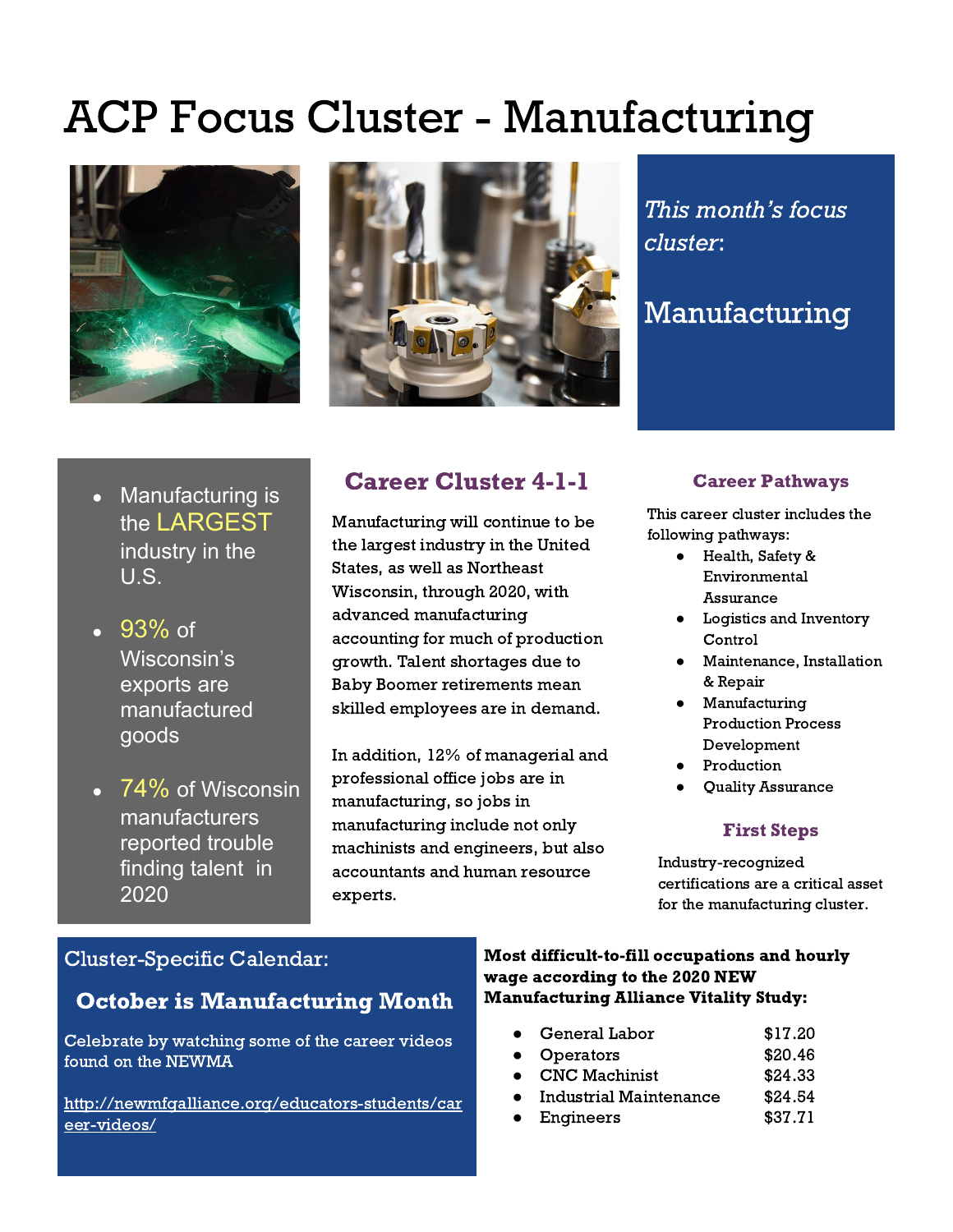# ACP Focus Cluster - Manufacturing

*This month's focus cluster*:

Manufacturing

- Manufacturing is the LARGEST industry in the U.S.
- 93% of Wisconsin's exports are manufactured goods
- 74% of Wisconsin manufacturers reported trouble finding talent in 2020

## Career Cluster 4-1-1

Manufacturing will continue to be the largest industry in the United States, as well as Northeast Wisconsin, through 2020, with advanced manufacturing accounting for much of production growth. Talent shortages due to Baby Boomer retirements mean skilled employees are in demand.

In addition, 12% of managerial and professional office jobs are in manufacturing, so jobs in manufacturing include not only machinists and engineers, but also accountants and human resource experts.

### Career Pathways

This career cluster includes the following pathways:

- Health, Safety & Environmental Assurance
- Logistics and Inventory Control
- Maintenance, Installation & Repair
- Manufacturing Production Process Development
- Production
- Quality Assurance

### First Steps

Industry-recognized certifications are a critical asset for the manufacturing cluster.

## Cluster-Specific Calendar:

**October is Manufacturing Month**

Celebrate by watching some of the career videos found on the NEWMA

http://newmfgalliance.org/educators-students/career-videos/

**Most difficult-to-fill occupations and hourly wage according to the 2020 NEW Manufacturing Alliance Vitality Study:**

| Occupation | Hourly Wage |
|---|---|
| General Labor | $17.20 |
| Operators | $20.46 |
| CNC Machinist | $24.33 |
| Industrial Maintenance | $24.54 |
| Engineers | $37.71 |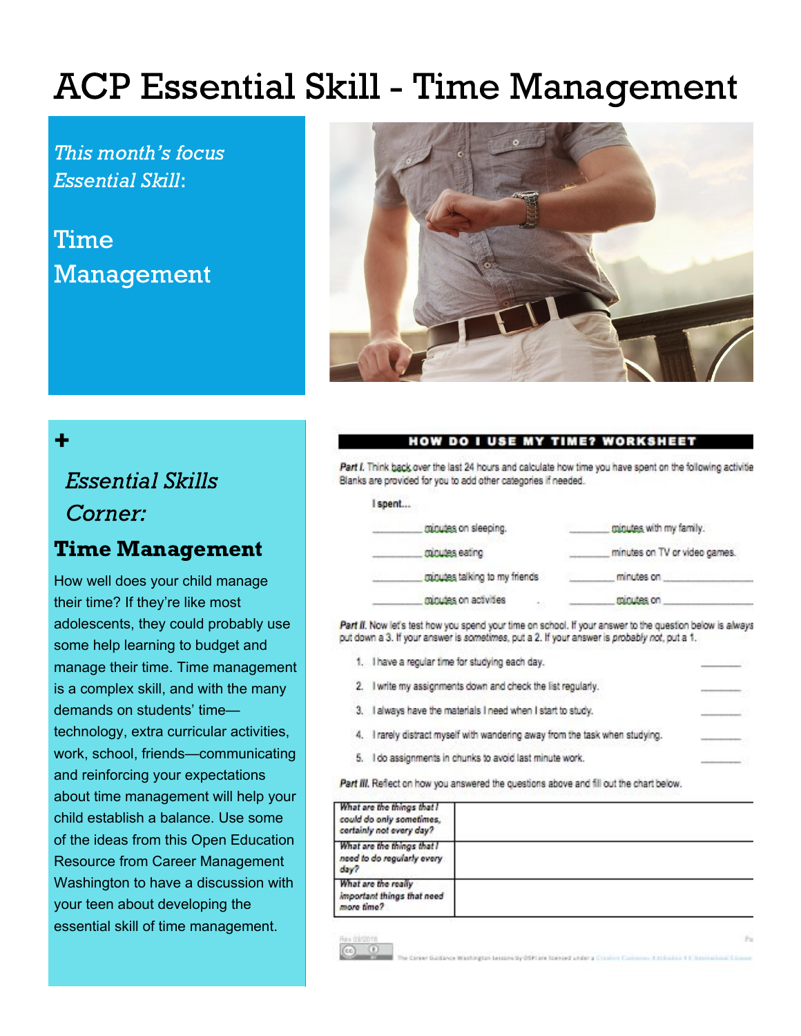# ACP Essential Skill - Time Management

*This month's focus Essential Skill*:

Time Management

+

*Essential Skills Corner:*

## Time Management

How well does your child manage their time? If they're like most adolescents, they could probably use some help learning to budget and manage their time. Time management is a complex skill, and with the many demands on students' time—technology, extra curricular activities, work, school, friends—communicating and reinforcing your expectations about time management will help your child establish a balance. Use some of the ideas from this Open Education Resource from Career Management Washington to have a discussion with your teen about developing the essential skill of time management.

**HOW DO I USE MY TIME? WORKSHEET**

***Part I.*** Think back over the last 24 hours and calculate how time you have spent on the following activitie Blanks are provided for you to add other categories if needed.

I spent...

| | |
|---|---|
| _________ minutes on sleeping. | _________ minutes with my family. |
| _________ minutes eating | _________ minutes on TV or video games. |
| _________ minutes talking to my friends | _________ minutes on _____________ |
| _________ minutes on activities | _________ minutes on _____________ |

***Part II.*** Now let's test how you spend your time on school. If your answer to the question below is *always* put down a 3. If your answer is *sometimes*, put a 2. If your answer is *probably not*, put a 1.

1. I have a regular time for studying each day. ______
2. I write my assignments down and check the list regularly. ______
3. I always have the materials I need when I start to study. ______
4. I rarely distract myself with wandering away from the task when studying. ______
5. I do assignments in chunks to avoid last minute work. ______

***Part III.*** Reflect on how you answered the questions above and fill out the chart below.

| | |
|---|---|
| *What are the things that I could do only sometimes, certainly not every day?* | |
| *What are the things that I need to do regularly every day?* | |
| *What are the really important things that need more time?* | |

Rev 03/2018

The Career Guidance Washington lessons by OSPI are licensed under a Creative Commons Attribution 4.0 International License